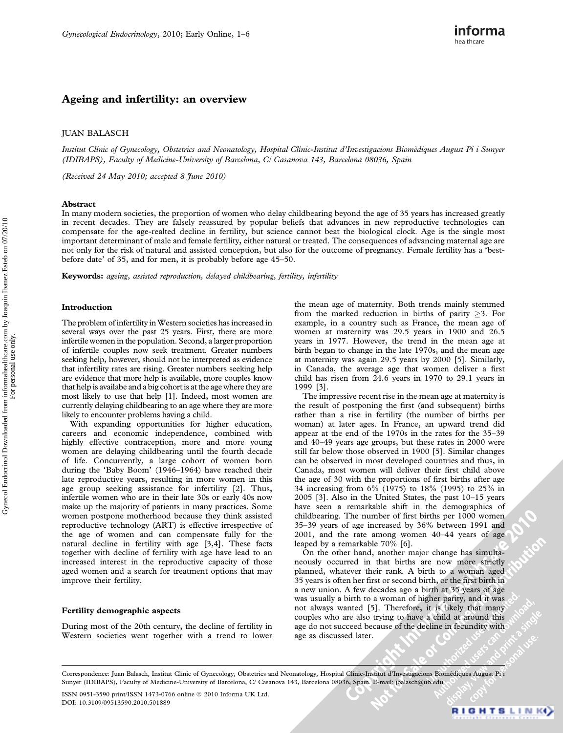# Ageing and infertility: an overview

JUAN BALASCH

*Institut Clínic of Gynecology, Obstetrics and Neonatology, Hospital Clínic-Institut d'Investigacions Biomèdiques August Pi i Sunyer (IDIBAPS), Faculty of Medicine-University of Barcelona, C/ Casanova 143, Barcelona 08036, Spain*

*(Received 24 May 2010; accepted 8 June 2010)*

## Abstract

In many modern societies, the proportion of women who delay childbearing beyond the age of 35 years has increased greatly in recent decades. They are falsely reassured by popular beliefs that advances in new reproductive technologies can compensate for the age-realted decline in fertility, but science cannot beat the biological clock. Age is the single most important determinant of male and female fertility, either natural or treated. The consequences of advancing maternal age are not only for the risk of natural and assisted conception, but also for the outcome of pregnancy. Female fertility has a 'best-before date' of 35, and for men, it is probably before age 45–50.

**Keywords:** *ageing, assisted reproduction, delayed childbearing, fertility, infertility*

## Introduction

The problem of infertility in Western societies has increased in several ways over the past 25 years. First, there are more infertile women in the population. Second, a larger proportion of infertile couples now seek treatment. Greater numbers seeking help, however, should not be interpreted as evidence that infertility rates are rising. Greater numbers seeking help are evidence that more help is available, more couples know that help is availabe and a big cohort is at the age where they are most likely to use that help [1]. Indeed, most women are currently delaying childbearing to an age where they are more likely to encounter problems having a child.

With expanding opportunities for higher education, careers and economic independence, combined with highly effective contraception, more and more young women are delaying childbearing until the fourth decade of life. Concurrently, a large cohort of women born during the 'Baby Boom' (1946–1964) have reached their late reproductive years, resulting in more women in this age group seeking assistance for infertility [2]. Thus, infertile women who are in their late 30s or early 40s now make up the majority of patients in many practices. Some women postpone motherhood because they think assisted reproductive technology (ART) is effective irrespective of the age of women and can compensate fully for the natural decline in fertility with age [3,4]. These facts together with decline of fertility with age have lead to an increased interest in the reproductive capacity of those aged women and a search for treatment options that may improve their fertility.

## Fertility demographic aspects

During most of the 20th century, the decline of fertility in Western societies went together with a trend to lower the mean age of maternity. Both trends mainly stemmed from the marked reduction in births of parity $\geq 3$. For example, in a country such as France, the mean age of women at maternity was 29.5 years in 1900 and 26.5 years in 1977. However, the trend in the mean age at birth began to change in the late 1970s, and the mean age at maternity was again 29.5 years by 2000 [5]. Similarly, in Canada, the average age that women deliver a first child has risen from 24.6 years in 1970 to 29.1 years in 1999 [3].

The impressive recent rise in the mean age at maternity is the result of postponing the first (and subsequent) births rather than a rise in fertility (the number of births per woman) at later ages. In France, an upward trend did appear at the end of the 1970s in the rates for the 35–39 and 40–49 years age groups, but these rates in 2000 were still far below those observed in 1900 [5]. Similar changes can be observed in most developed countries and thus, in Canada, most women will deliver their first child above the age of 30 with the proportions of first births after age 34 increasing from 6% (1975) to 18% (1995) to 25% in 2005 [3]. Also in the United States, the past 10–15 years have seen a remarkable shift in the demographics of childbearing. The number of first births per 1000 women 35–39 years of age increased by 36% between 1991 and 2001, and the rate among women 40–44 years of age leaped by a remarkable 70% [6].

On the other hand, another major change has simultaneously occurred in that births are now more strictly planned, whatever their rank. A birth to a woman aged 35 years is often her first or second birth, or the first birth in a new union. A few decades ago a birth at 35 years of age was usually a birth to a woman of higher parity, and it was not always wanted [5]. Therefore, it is likely that many couples who are also trying to have a child at around this age do not succeed because of the decline in fecundity with age as discussed later.

Correspondence: Juan Balasch, Institut Clínic of Gynecology, Obstetrics and Neonatology, Hospital Clínic-Institut d'Investigacions Biomèdiques August Pi i Sunyer (IDIBAPS), Faculty of Medicine-University of Barcelona, C/ Casanova 143, Barcelona 08036, Spain. E-mail: jbalasch@ub.edu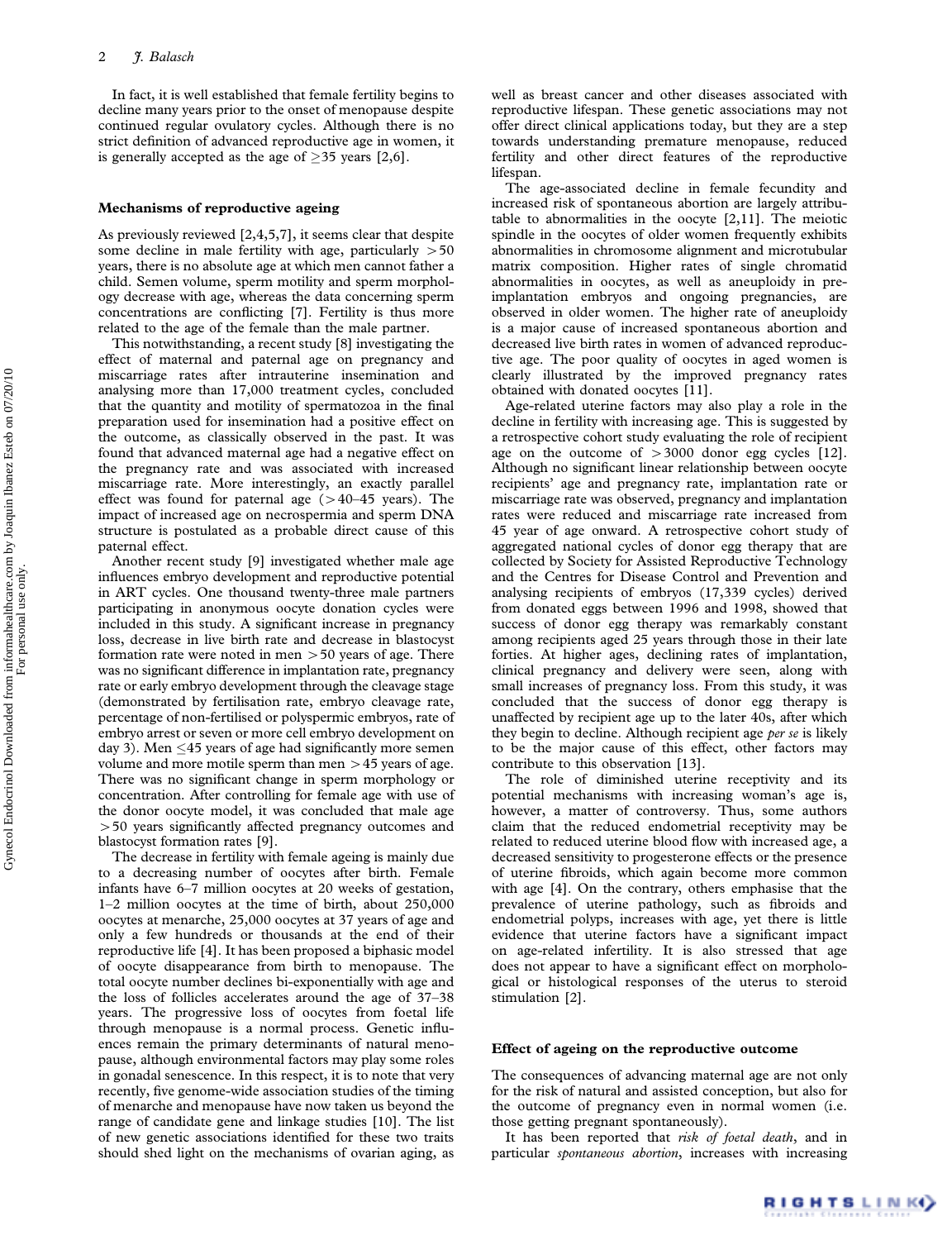In fact, it is well established that female fertility begins to decline many years prior to the onset of menopause despite continued regular ovulatory cycles. Although there is no strict definition of advanced reproductive age in women, it is generally accepted as the age of $\geq$35 years [2,6].

## Mechanisms of reproductive ageing

As previously reviewed [2,4,5,7], it seems clear that despite some decline in male fertility with age, particularly $>$50 years, there is no absolute age at which men cannot father a child. Semen volume, sperm motility and sperm morphology decrease with age, whereas the data concerning sperm concentrations are conflicting [7]. Fertility is thus more related to the age of the female than the male partner.

This notwithstanding, a recent study [8] investigating the effect of maternal and paternal age on pregnancy and miscarriage rates after intrauterine insemination and analysing more than 17,000 treatment cycles, concluded that the quantity and motility of spermatozoa in the final preparation used for insemination had a positive effect on the outcome, as classically observed in the past. It was found that advanced maternal age had a negative effect on the pregnancy rate and was associated with increased miscarriage rate. More interestingly, an exactly parallel effect was found for paternal age ($>$40–45 years). The impact of increased age on necrospermia and sperm DNA structure is postulated as a probable direct cause of this paternal effect.

Another recent study [9] investigated whether male age influences embryo development and reproductive potential in ART cycles. One thousand twenty-three male partners participating in anonymous oocyte donation cycles were included in this study. A significant increase in pregnancy loss, decrease in live birth rate and decrease in blastocyst formation rate were noted in men $>$50 years of age. There was no significant difference in implantation rate, pregnancy rate or early embryo development through the cleavage stage (demonstrated by fertilisation rate, embryo cleavage rate, percentage of non-fertilised or polyspermic embryos, rate of embryo arrest or seven or more cell embryo development on day 3). Men $\leq$45 years of age had significantly more semen volume and more motile sperm than men $>$45 years of age. There was no significant change in sperm morphology or concentration. After controlling for female age with use of the donor oocyte model, it was concluded that male age $>$50 years significantly affected pregnancy outcomes and blastocyst formation rates [9].

The decrease in fertility with female ageing is mainly due to a decreasing number of oocytes after birth. Female infants have 6–7 million oocytes at 20 weeks of gestation, 1–2 million oocytes at the time of birth, about 250,000 oocytes at menarche, 25,000 oocytes at 37 years of age and only a few hundreds or thousands at the end of their reproductive life [4]. It has been proposed a biphasic model of oocyte disappearance from birth to menopause. The total oocyte number declines bi-exponentially with age and the loss of follicles accelerates around the age of 37–38 years. The progressive loss of oocytes from foetal life through menopause is a normal process. Genetic influences remain the primary determinants of natural menopause, although environmental factors may play some roles in gonadal senescence. In this respect, it is to note that very recently, five genome-wide association studies of the timing of menarche and menopause have now taken us beyond the range of candidate gene and linkage studies [10]. The list of new genetic associations identified for these two traits should shed light on the mechanisms of ovarian aging, as well as breast cancer and other diseases associated with reproductive lifespan. These genetic associations may not offer direct clinical applications today, but they are a step towards understanding premature menopause, reduced fertility and other direct features of the reproductive lifespan.

The age-associated decline in female fecundity and increased risk of spontaneous abortion are largely attributable to abnormalities in the oocyte [2,11]. The meiotic spindle in the oocytes of older women frequently exhibits abnormalities in chromosome alignment and microtubular matrix composition. Higher rates of single chromatid abnormalities in oocytes, as well as aneuploidy in pre-implantation embryos and ongoing pregnancies, are observed in older women. The higher rate of aneuploidy is a major cause of increased spontaneous abortion and decreased live birth rates in women of advanced reproductive age. The poor quality of oocytes in aged women is clearly illustrated by the improved pregnancy rates obtained with donated oocytes [11].

Age-related uterine factors may also play a role in the decline in fertility with increasing age. This is suggested by a retrospective cohort study evaluating the role of recipient age on the outcome of $>$3000 donor egg cycles [12]. Although no significant linear relationship between oocyte recipients' age and pregnancy rate, implantation rate or miscarriage rate was observed, pregnancy and implantation rates were reduced and miscarriage rate increased from 45 year of age onward. A retrospective cohort study of aggregated national cycles of donor egg therapy that are collected by Society for Assisted Reproductive Technology and the Centres for Disease Control and Prevention and analysing recipients of embryos (17,339 cycles) derived from donated eggs between 1996 and 1998, showed that success of donor egg therapy was remarkably constant among recipients aged 25 years through those in their late forties. At higher ages, declining rates of implantation, clinical pregnancy and delivery were seen, along with small increases of pregnancy loss. From this study, it was concluded that the success of donor egg therapy is unaffected by recipient age up to the later 40s, after which they begin to decline. Although recipient age *per se* is likely to be the major cause of this effect, other factors may contribute to this observation [13].

The role of diminished uterine receptivity and its potential mechanisms with increasing woman's age is, however, a matter of controversy. Thus, some authors claim that the reduced endometrial receptivity may be related to reduced uterine blood flow with increased age, a decreased sensitivity to progesterone effects or the presence of uterine fibroids, which again become more common with age [4]. On the contrary, others emphasise that the prevalence of uterine pathology, such as fibroids and endometrial polyps, increases with age, yet there is little evidence that uterine factors have a significant impact on age-related infertility. It is also stressed that age does not appear to have a significant effect on morphological or histological responses of the uterus to steroid stimulation [2].

## Effect of ageing on the reproductive outcome

The consequences of advancing maternal age are not only for the risk of natural and assisted conception, but also for the outcome of pregnancy even in normal women (i.e. those getting pregnant spontaneously).

It has been reported that *risk of foetal death*, and in particular *spontaneous abortion*, increases with increasing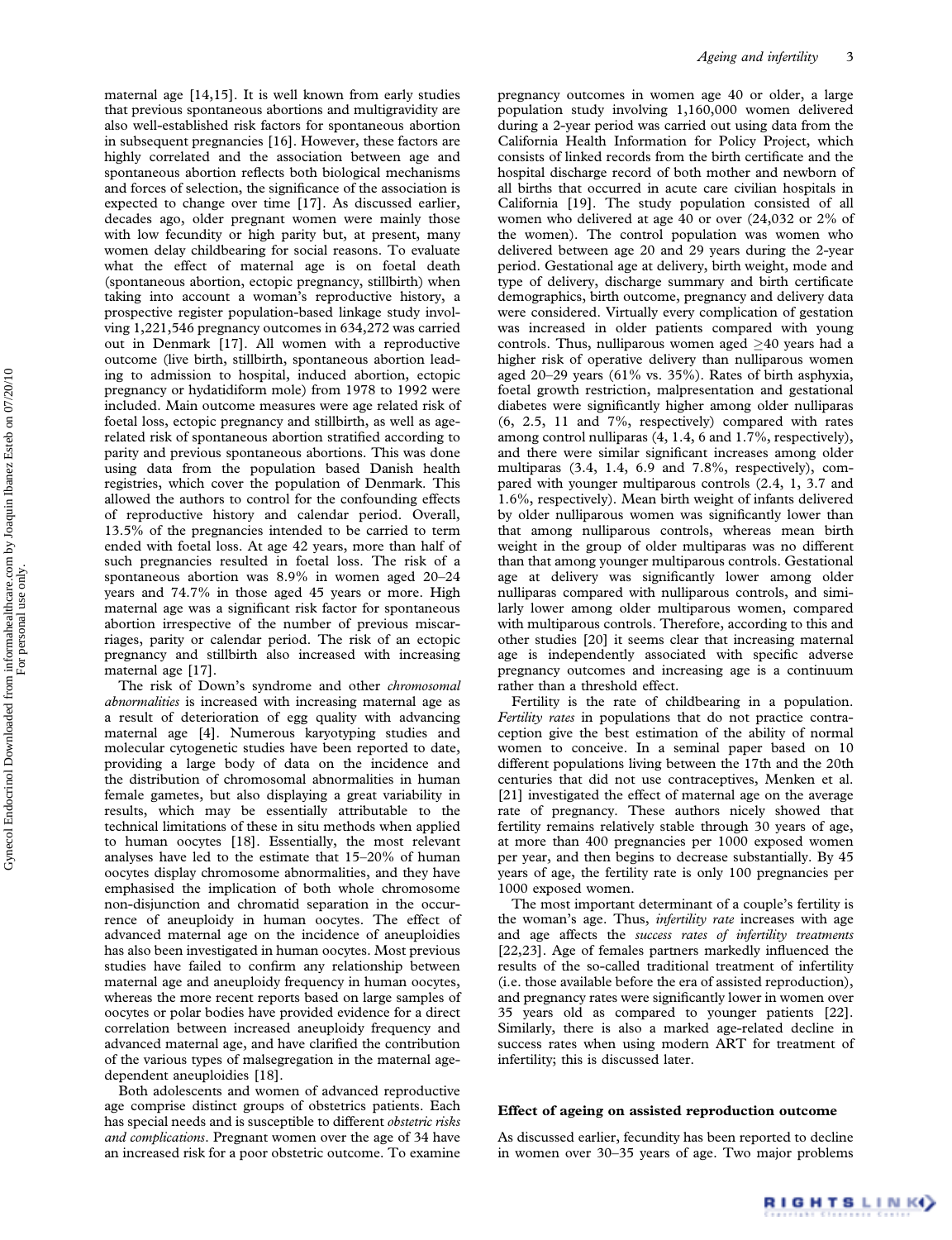maternal age [14,15]. It is well known from early studies that previous spontaneous abortions and multigravidity are also well-established risk factors for spontaneous abortion in subsequent pregnancies [16]. However, these factors are highly correlated and the association between age and spontaneous abortion reflects both biological mechanisms and forces of selection, the significance of the association is expected to change over time [17]. As discussed earlier, decades ago, older pregnant women were mainly those with low fecundity or high parity but, at present, many women delay childbearing for social reasons. To evaluate what the effect of maternal age is on foetal death (spontaneous abortion, ectopic pregnancy, stillbirth) when taking into account a woman's reproductive history, a prospective register population-based linkage study involving 1,221,546 pregnancy outcomes in 634,272 was carried out in Denmark [17]. All women with a reproductive outcome (live birth, stillbirth, spontaneous abortion leading to admission to hospital, induced abortion, ectopic pregnancy or hydatidiform mole) from 1978 to 1992 were included. Main outcome measures were age related risk of foetal loss, ectopic pregnancy and stillbirth, as well as age-related risk of spontaneous abortion stratified according to parity and previous spontaneous abortions. This was done using data from the population based Danish health registries, which cover the population of Denmark. This allowed the authors to control for the confounding effects of reproductive history and calendar period. Overall, 13.5% of the pregnancies intended to be carried to term ended with foetal loss. At age 42 years, more than half of such pregnancies resulted in foetal loss. The risk of a spontaneous abortion was 8.9% in women aged 20–24 years and 74.7% in those aged 45 years or more. High maternal age was a significant risk factor for spontaneous abortion irrespective of the number of previous miscarriages, parity or calendar period. The risk of an ectopic pregnancy and stillbirth also increased with increasing maternal age [17].

The risk of Down's syndrome and other *chromosomal abnormalities* is increased with increasing maternal age as a result of deterioration of egg quality with advancing maternal age [4]. Numerous karyotyping studies and molecular cytogenetic studies have been reported to date, providing a large body of data on the incidence and the distribution of chromosomal abnormalities in human female gametes, but also displaying a great variability in results, which may be essentially attributable to the technical limitations of these in situ methods when applied to human oocytes [18]. Essentially, the most relevant analyses have led to the estimate that 15–20% of human oocytes display chromosome abnormalities, and they have emphasised the implication of both whole chromosome non-disjunction and chromatid separation in the occurrence of aneuploidy in human oocytes. The effect of advanced maternal age on the incidence of aneuploidies has also been investigated in human oocytes. Most previous studies have failed to confirm any relationship between maternal age and aneuploidy frequency in human oocytes, whereas the more recent reports based on large samples of oocytes or polar bodies have provided evidence for a direct correlation between increased aneuploidy frequency and advanced maternal age, and have clarified the contribution of the various types of malsegregation in the maternal age-dependent aneuploidies [18].

Both adolescents and women of advanced reproductive age comprise distinct groups of obstetrics patients. Each has special needs and is susceptible to different *obstetric risks and complications*. Pregnant women over the age of 34 have an increased risk for a poor obstetric outcome. To examine pregnancy outcomes in women age 40 or older, a large population study involving 1,160,000 women delivered during a 2-year period was carried out using data from the California Health Information for Policy Project, which consists of linked records from the birth certificate and the hospital discharge record of both mother and newborn of all births that occurred in acute care civilian hospitals in California [19]. The study population consisted of all women who delivered at age 40 or over (24,032 or 2% of the women). The control population was women who delivered between age 20 and 29 years during the 2-year period. Gestational age at delivery, birth weight, mode and type of delivery, discharge summary and birth certificate demographics, birth outcome, pregnancy and delivery data were considered. Virtually every complication of gestation was increased in older patients compared with young controls. Thus, nulliparous women aged $\geq$40 years had a higher risk of operative delivery than nulliparous women aged 20–29 years (61% vs. 35%). Rates of birth asphyxia, foetal growth restriction, malpresentation and gestational diabetes were significantly higher among older nulliparas (6, 2.5, 11 and 7%, respectively) compared with rates among control nulliparas (4, 1.4, 6 and 1.7%, respectively), and there were similar significant increases among older multiparas (3.4, 1.4, 6.9 and 7.8%, respectively), compared with younger multiparous controls (2.4, 1, 3.7 and 1.6%, respectively). Mean birth weight of infants delivered by older nulliparous women was significantly lower than that among nulliparous controls, whereas mean birth weight in the group of older multiparas was no different than that among younger multiparous controls. Gestational age at delivery was significantly lower among older nulliparas compared with nulliparous controls, and similarly lower among older multiparous women, compared with multiparous controls. Therefore, according to this and other studies [20] it seems clear that increasing maternal age is independently associated with specific adverse pregnancy outcomes and increasing age is a continuum rather than a threshold effect.

Fertility is the rate of childbearing in a population. *Fertility rates* in populations that do not practice contraception give the best estimation of the ability of normal women to conceive. In a seminal paper based on 10 different populations living between the 17th and the 20th centuries that did not use contraceptives, Menken et al. [21] investigated the effect of maternal age on the average rate of pregnancy. These authors nicely showed that fertility remains relatively stable through 30 years of age, at more than 400 pregnancies per 1000 exposed women per year, and then begins to decrease substantially. By 45 years of age, the fertility rate is only 100 pregnancies per 1000 exposed women.

The most important determinant of a couple's fertility is the woman's age. Thus, *infertility rate* increases with age and age affects the *success rates of infertility treatments* [22,23]. Age of females partners markedly influenced the results of the so-called traditional treatment of infertility (i.e. those available before the era of assisted reproduction), and pregnancy rates were significantly lower in women over 35 years old as compared to younger patients [22]. Similarly, there is also a marked age-related decline in success rates when using modern ART for treatment of infertility; this is discussed later.

## Effect of ageing on assisted reproduction outcome

As discussed earlier, fecundity has been reported to decline in women over 30–35 years of age. Two major problems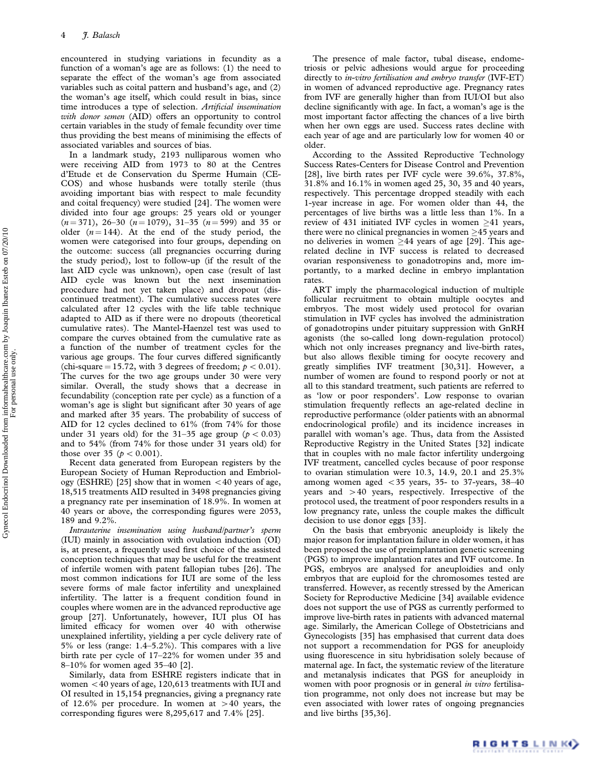encountered in studying variations in fecundity as a function of a woman's age are as follows: (1) the need to separate the effect of the woman's age from associated variables such as coital pattern and husband's age, and (2) the woman's age itself, which could result in bias, since time introduces a type of selection. *Artificial insemination with donor semen* (AID) offers an opportunity to control certain variables in the study of female fecundity over time thus providing the best means of minimising the effects of associated variables and sources of bias.

In a landmark study, 2193 nulliparous women who were receiving AID from 1973 to 80 at the Centres d'Etude et de Conservation du Sperme Humain (CECOS) and whose husbands were totally sterile (thus avoiding important bias with respect to male fecundity and coital frequency) were studied [24]. The women were divided into four age groups: 25 years old or younger ($n = 371$), 26–30 ($n = 1079$), 31–35 ($n = 599$) and 35 or older ($n = 144$). At the end of the study period, the women were categorised into four groups, depending on the outcome: success (all pregnancies occurring during the study period), lost to follow-up (if the result of the last AID cycle was unknown), open case (result of last AID cycle was known but the next insemination procedure had not yet taken place) and dropout (discontinued treatment). The cumulative success rates were calculated after 12 cycles with the life table technique adapted to AID as if there were no dropouts (theoretical cumulative rates). The Mantel-Haenzel test was used to compare the curves obtained from the cumulative rate as a function of the number of treatment cycles for the various age groups. The four curves differed significantly (chi-square = 15.72, with 3 degrees of freedom; $p < 0.01$). The curves for the two age groups under 30 were very similar. Overall, the study shows that a decrease in fecundability (conception rate per cycle) as a function of a woman's age is slight but significant after 30 years of age and marked after 35 years. The probability of success of AID for 12 cycles declined to 61% (from 74% for those under 31 years old) for the 31–35 age group ($p < 0.03$) and to 54% (from 74% for those under 31 years old) for those over 35 ($p < 0.001$).

Recent data generated from European registers by the European Society of Human Reproduction and Embriology (ESHRE) [25] show that in women $<40$ years of age, 18,515 treatments AID resulted in 3498 pregnancies giving a pregnancy rate per insemination of 18.9%. In women at 40 years or above, the corresponding figures were 2053, 189 and 9.2%.

*Intrauterine insemination using husband/partner's sperm* (IUI) mainly in association with ovulation induction (OI) is, at present, a frequently used first choice of the assisted conception techniques that may be useful for the treatment of infertile women with patent fallopian tubes [26]. The most common indications for IUI are some of the less severe forms of male factor infertility and unexplained infertility. The latter is a frequent condition found in couples where women are in the advanced reproductive age group [27]. Unfortunately, however, IUI plus OI has limited efficacy for women over 40 with otherwise unexplained infertility, yielding a per cycle delivery rate of 5% or less (range: 1.4–5.2%). This compares with a live birth rate per cycle of 17–22% for women under 35 and 8–10% for women aged 35–40 [2].

Similarly, data from ESHRE registers indicate that in women $<40$ years of age, 120,613 treatments with IUI and OI resulted in 15,154 pregnancies, giving a pregnancy rate of 12.6% per procedure. In women at $>40$ years, the corresponding figures were 8,295,617 and 7.4% [25].

The presence of male factor, tubal disease, endometriosis or pelvic adhesions would argue for proceeding directly to *in-vitro fertilisation and embryo transfer* (IVF-ET) in women of advanced reproductive age. Pregnancy rates from IVF are generally higher than from IUI/OI but also decline significantly with age. In fact, a woman's age is the most important factor affecting the chances of a live birth when her own eggs are used. Success rates decline with each year of age and are particularly low for women 40 or older.

According to the Asssited Reproductive Technology Success Rates-Centers for Disease Control and Prevention [28], live birth rates per IVF cycle were 39.6%, 37.8%, 31.8% and 16.1% in women aged 25, 30, 35 and 40 years, respectively. This percentage dropped steadily with each 1-year increase in age. For women older than 44, the percentages of live births was a little less than 1%. In a review of 431 initiated IVF cycles in women $\geq$41 years, there were no clinical pregnancies in women $\geq$45 years and no deliveries in women $\geq$44 years of age [29]. This age-related decline in IVF success is related to decreased ovarian responsiveness to gonadotropins and, more importantly, to a marked decline in embryo implantation rates.

ART imply the pharmacological induction of multiple follicular recruitment to obtain multiple oocytes and embryos. The most widely used protocol for ovarian stimulation in IVF cycles has involved the administration of gonadotropins under pituitary suppression with GnRH agonists (the so-called long down-regulation protocol) which not only increases pregnancy and live-birth rates, but also allows flexible timing for oocyte recovery and greatly simplifies IVF treatment [30,31]. However, a number of women are found to respond poorly or not at all to this standard treatment, such patients are referred to as 'low or poor responders'. Low response to ovarian stimulation frequently reflects an age-related decline in reproductive performance (older patients with an abnormal endocrinological profile) and its incidence increases in parallel with woman's age. Thus, data from the Assisted Reproductive Registry in the United States [32] indicate that in couples with no male factor infertility undergoing IVF treatment, cancelled cycles because of poor response to ovarian stimulation were 10.3, 14.9, 20.1 and 25.3% among women aged $<35$ years, 35- to 37-years, 38–40 years and $>40$ years, respectively. Irrespective of the protocol used, the treatment of poor responders results in a low pregnancy rate, unless the couple makes the difficult decision to use donor eggs [33].

On the basis that embryonic aneuploidy is likely the major reason for implantation failure in older women, it has been proposed the use of preimplantation genetic screening (PGS) to improve implantation rates and IVF outcome. In PGS, embryos are analysed for aneuploidies and only embryos that are euploid for the chromosomes tested are transferred. However, as recently stressed by the American Society for Reproductive Medicine [34] available evidence does not support the use of PGS as currently performed to improve live-birth rates in patients with advanced maternal age. Similarly, the American College of Obstetricians and Gynecologists [35] has emphasised that current data does not support a recommendation for PGS for aneuploidy using fluorescence in situ hybridisation solely because of maternal age. In fact, the systematic review of the literature and metanalysis indicates that PGS for aneuploidy in women with poor prognosis or in general *in vitro* fertilisation programme, not only does not increase but may be even associated with lower rates of ongoing pregnancies and live births [35,36].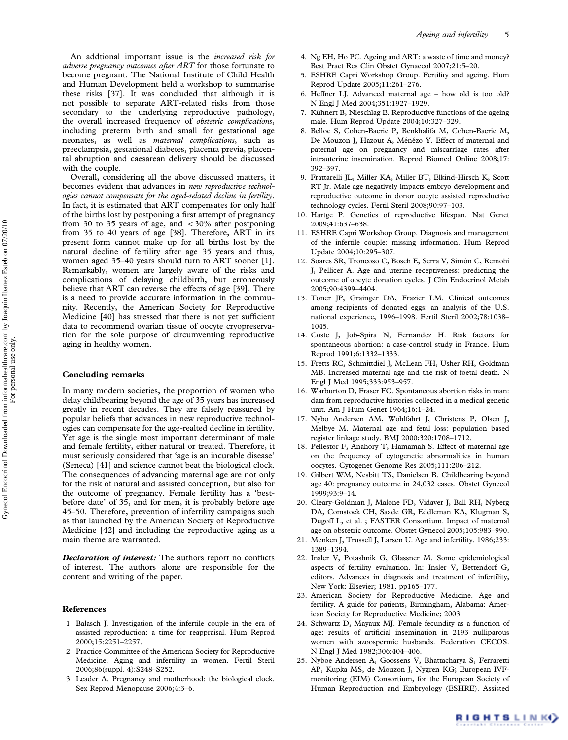An addtional important issue is the *increased risk for adverse pregnancy outcomes after ART* for those fortunate to become pregnant. The National Institute of Child Health and Human Development held a workshop to summarise these risks [37]. It was concluded that although it is not possible to separate ART-related risks from those secondary to the underlying reproductive pathology, the overall increased frequency of *obstetric complications*, including preterm birth and small for gestational age neonates, as well as *maternal complications*, such as preeclampsia, gestational diabetes, placenta previa, placental abruption and caesarean delivery should be discussed with the couple.

Overall, considering all the above discussed matters, it becomes evident that advances in *new reproductive technologies cannot compensate for the aged-related decline in fertility*. In fact, it is estimated that ART compensates for only half of the births lost by postponing a first attempt of pregnancy from 30 to 35 years of age, and <30% after postponing from 35 to 40 years of age [38]. Therefore, ART in its present form cannot make up for all births lost by the natural decline of fertility after age 35 years and thus, women aged 35–40 years should turn to ART sooner [1]. Remarkably, women are largely aware of the risks and complications of delaying childbirth, but erroneously believe that ART can reverse the effects of age [39]. There is a need to provide accurate information in the community. Recently, the American Society for Reproductive Medicine [40] has stressed that there is not yet sufficient data to recommend ovarian tissue of oocyte cryopreservation for the sole purpose of circumventing reproductive aging in healthy women.

## Concluding remarks

In many modern societies, the proportion of women who delay childbearing beyond the age of 35 years has increased greatly in recent decades. They are falsely reassured by popular beliefs that advances in new reproductive technologies can compensate for the age-realted decline in fertility. Yet age is the single most important determinant of male and female fertility, either natural or treated. Therefore, it must seriously considered that 'age is an incurable disease' (Seneca) [41] and science cannot beat the biological clock. The consequences of advancing maternal age are not only for the risk of natural and assisted conception, but also for the outcome of pregnancy. Female fertility has a 'best-before date' of 35, and for men, it is probably before age 45–50. Therefore, prevention of infertility campaigns such as that launched by the American Society of Reproductive Medicine [42] and including the reproductive aging as a main theme are warranted.

***Declaration of interest:*** The authors report no conflicts of interest. The authors alone are responsible for the content and writing of the paper.

## References

1. Balasch J. Investigation of the infertile couple in the era of assisted reproduction: a time for reappraisal. Hum Reprod 2000;15:2251–2257.
2. Practice Committee of the American Society for Reproductive Medicine. Aging and infertility in women. Fertil Steril 2006;86(suppl. 4):S248–S252.
3. Leader A. Pregnancy and motherhood: the biological clock. Sex Reprod Menopause 2006;4:3–6.
4. Ng EH, Ho PC. Ageing and ART: a waste of time and money? Best Pract Res Clin Obstet Gynaecol 2007;21:5–20.
5. ESHRE Capri Workshop Group. Fertility and ageing. Hum Reprod Update 2005;11:261–276.
6. Heffner LJ. Advanced maternal age – how old is too old? N Engl J Med 2004;351:1927–1929.
7. Kühnert B, Nieschlag E. Reproductive functions of the ageing male. Hum Reprod Update 2004;10:327–329.
8. Belloc S, Cohen-Bacrie P, Benkhalifa M, Cohen-Bacrie M, De Mouzon J, Hazout A, Ménézo Y. Effect of maternal and paternal age on pregnancy and miscarriage rates after intrauterine insemination. Reprod Biomed Online 2008;17: 392–397.
9. Frattarelli JL, Miller KA, Miller BT, Elkind-Hirsch K, Scott RT Jr. Male age negatively impacts embryo development and reproductive outcome in donor oocyte assisted reproductive technology cycles. Fertil Steril 2008;90:97–103.
10. Hartge P. Genetics of reproductive lifespan. Nat Genet 2009;41:637–638.
11. ESHRE Capri Workshop Group. Diagnosis and management of the infertile couple: missing information. Hum Reprod Update 2004;10:295–307.
12. Soares SR, Troncoso C, Bosch E, Serra V, Simón C, Remohí J, Pellicer A. Age and uterine receptiveness: predicting the outcome of oocyte donation cycles. J Clin Endocrinol Metab 2005;90:4399–4404.
13. Toner JP, Grainger DA, Frazier LM. Clinical outcomes among recipients of donated eggs: an analysis of the U.S. national experience, 1996–1998. Fertil Steril 2002;78:1038–1045.
14. Coste J, Job-Spira N, Fernandez H. Risk factors for spontaneous abortion: a case-control study in France. Hum Reprod 1991;6:1332–1333.
15. Fretts RC, Schmittdiel J, McLean FH, Usher RH, Goldman MB. Increased maternal age and the risk of foetal death. N Engl J Med 1995;333:953–957.
16. Warburton D, Fraser FC. Spontaneous abortion risks in man: data from reproductive histories collected in a medical genetic unit. Am J Hum Genet 1964;16:1–24.
17. Nybo Andersen AM, Wohlfahrt J, Christens P, Olsen J, Melbye M. Maternal age and fetal loss: population based register linkage study. BMJ 2000;320:1708–1712.
18. Pellestor F, Anahory T, Hamamah S. Effect of maternal age on the frequency of cytogenetic abnormalities in human oocytes. Cytogenet Genome Res 2005;111:206–212.
19. Gilbert WM, Nesbitt TS, Danielsen B. Childbearing beyond age 40: pregnancy outcome in 24,032 cases. Obstet Gynecol 1999;93:9–14.
20. Cleary-Goldman J, Malone FD, Vidaver J, Ball RH, Nyberg DA, Comstock CH, Saade GR, Eddleman KA, Klugman S, Dugoff L, et al. ; FASTER Consortium. Impact of maternal age on obstetric outcome. Obstet Gynecol 2005;105:983–990.
21. Menken J, Trussell J, Larsen U. Age and infertility. 1986;233: 1389–1394.
22. Insler V, Potashnik G, Glassner M. Some epidemiological aspects of fertility evaluation. In: Insler V, Bettendorf G, editors. Advances in diagnosis and treatment of infertility, New York: Elsevier; 1981. pp165–177.
23. American Society for Reproductive Medicine. Age and fertility. A guide for patients, Birmingham, Alabama: American Society for Reproductive Medicine; 2003.
24. Schwartz D, Mayaux MJ. Female fecundity as a function of age: results of artificial insemination in 2193 nulliparous women with azoospermic husbands. Federation CECOS. N Engl J Med 1982;306:404–406.
25. Nyboe Andersen A, Goossens V, Bhattacharya S, Ferraretti AP, Kupka MS, de Mouzon J, Nygren KG; European IVF-monitoring (EIM) Consortium, for the European Society of Human Reproduction and Embryology (ESHRE). Assisted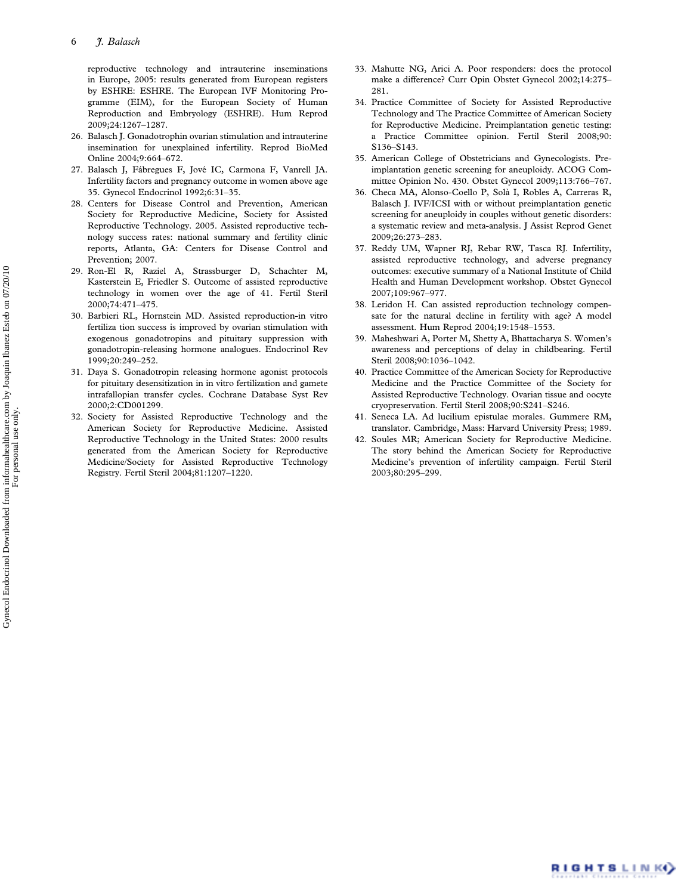reproductive technology and intrauterine inseminations in Europe, 2005: results generated from European registers by ESHRE: ESHRE. The European IVF Monitoring Programme (EIM), for the European Society of Human Reproduction and Embryology (ESHRE). Hum Reprod 2009;24:1267–1287.

26. Balasch J. Gonadotrophin ovarian stimulation and intrauterine insemination for unexplained infertility. Reprod BioMed Online 2004;9:664–672.
27. Balasch J, Fábregues F, Jové IC, Carmona F, Vanrell JA. Infertility factors and pregnancy outcome in women above age 35. Gynecol Endocrinol 1992;6:31–35.
28. Centers for Disease Control and Prevention, American Society for Reproductive Medicine, Society for Assisted Reproductive Technology. 2005. Assisted reproductive technology success rates: national summary and fertility clinic reports, Atlanta, GA: Centers for Disease Control and Prevention; 2007.
29. Ron-El R, Raziel A, Strassburger D, Schachter M, Kasterstein E, Friedler S. Outcome of assisted reproductive technology in women over the age of 41. Fertil Steril 2000;74:471–475.
30. Barbieri RL, Hornstein MD. Assisted reproduction-in vitro fertiliza tion success is improved by ovarian stimulation with exogenous gonadotropins and pituitary suppression with gonadotropin-releasing hormone analogues. Endocrinol Rev 1999;20:249–252.
31. Daya S. Gonadotropin releasing hormone agonist protocols for pituitary desensitization in in vitro fertilization and gamete intrafallopian transfer cycles. Cochrane Database Syst Rev 2000;2:CD001299.
32. Society for Assisted Reproductive Technology and the American Society for Reproductive Medicine. Assisted Reproductive Technology in the United States: 2000 results generated from the American Society for Reproductive Medicine/Society for Assisted Reproductive Technology Registry. Fertil Steril 2004;81:1207–1220.
33. Mahutte NG, Arici A. Poor responders: does the protocol make a difference? Curr Opin Obstet Gynecol 2002;14:275–281.
34. Practice Committee of Society for Assisted Reproductive Technology and The Practice Committee of American Society for Reproductive Medicine. Preimplantation genetic testing: a Practice Committee opinion. Fertil Steril 2008;90: S136–S143.
35. American College of Obstetricians and Gynecologists. Preimplantation genetic screening for aneuploidy. ACOG Committee Opinion No. 430. Obstet Gynecol 2009;113:766–767.
36. Checa MA, Alonso-Coello P, Solà I, Robles A, Carreras R, Balasch J. IVF/ICSI with or without preimplantation genetic screening for aneuploidy in couples without genetic disorders: a systematic review and meta-analysis. J Assist Reprod Genet 2009;26:273–283.
37. Reddy UM, Wapner RJ, Rebar RW, Tasca RJ. Infertility, assisted reproductive technology, and adverse pregnancy outcomes: executive summary of a National Institute of Child Health and Human Development workshop. Obstet Gynecol 2007;109:967–977.
38. Leridon H. Can assisted reproduction technology compensate for the natural decline in fertility with age? A model assessment. Hum Reprod 2004;19:1548–1553.
39. Maheshwari A, Porter M, Shetty A, Bhattacharya S. Women's awareness and perceptions of delay in childbearing. Fertil Steril 2008;90:1036–1042.
40. Practice Committee of the American Society for Reproductive Medicine and the Practice Committee of the Society for Assisted Reproductive Technology. Ovarian tissue and oocyte cryopreservation. Fertil Steril 2008;90:S241–S246.
41. Seneca LA. Ad lucilium epistulae morales. Gummere RM, translator. Cambridge, Mass: Harvard University Press; 1989.
42. Soules MR; American Society for Reproductive Medicine. The story behind the American Society for Reproductive Medicine's prevention of infertility campaign. Fertil Steril 2003;80:295–299.